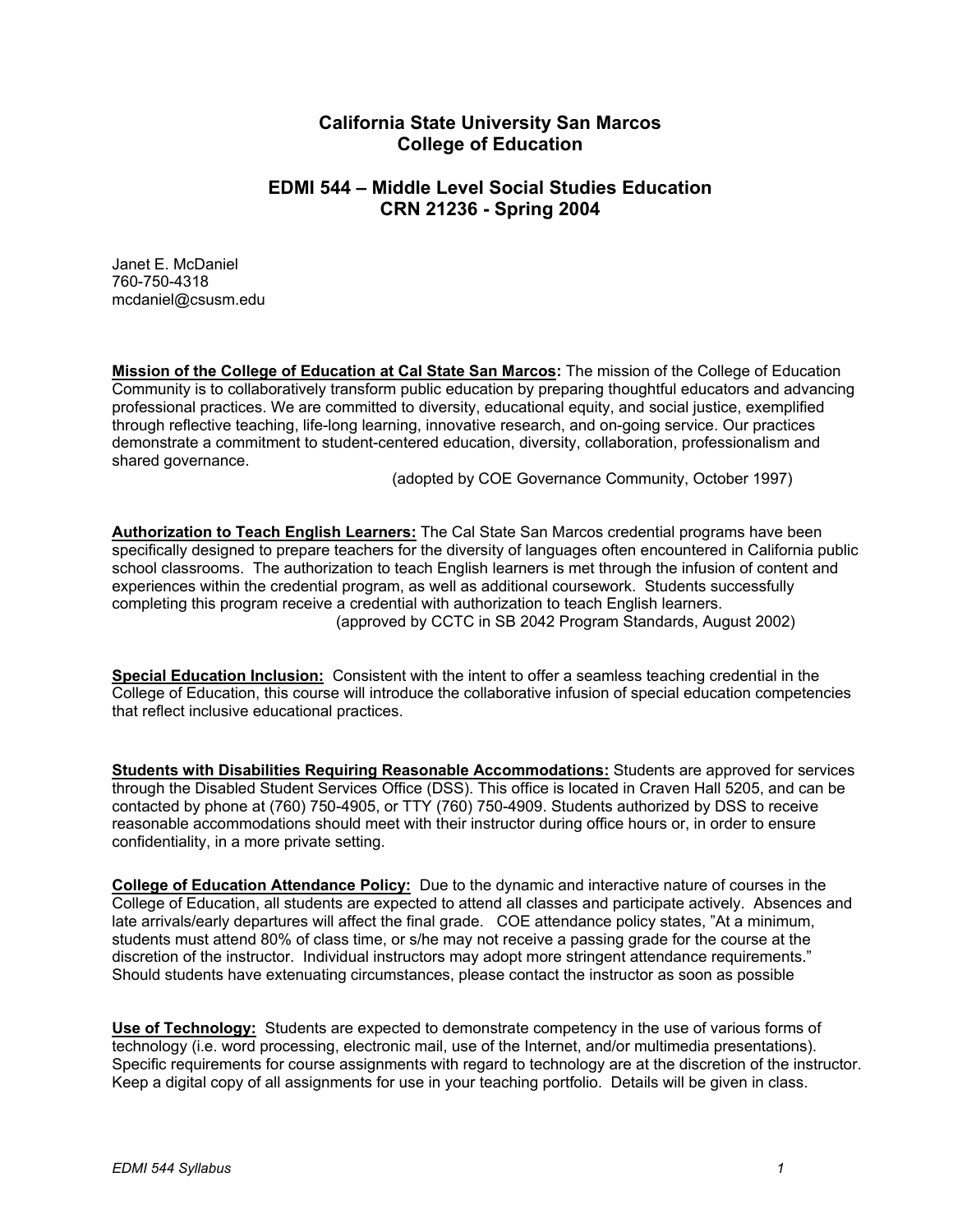# California State University San Marcos
# College of Education

## EDMI 544 – Middle Level Social Studies Education
## CRN 21236 - Spring 2004

Janet E. McDaniel
760-750-4318
mcdaniel@csusm.edu

**Mission of the College of Education at Cal State San Marcos:** The mission of the College of Education Community is to collaboratively transform public education by preparing thoughtful educators and advancing professional practices. We are committed to diversity, educational equity, and social justice, exemplified through reflective teaching, life-long learning, innovative research, and on-going service. Our practices demonstrate a commitment to student-centered education, diversity, collaboration, professionalism and shared governance.
(adopted by COE Governance Community, October 1997)

**Authorization to Teach English Learners:** The Cal State San Marcos credential programs have been specifically designed to prepare teachers for the diversity of languages often encountered in California public school classrooms. The authorization to teach English learners is met through the infusion of content and experiences within the credential program, as well as additional coursework. Students successfully completing this program receive a credential with authorization to teach English learners.
(approved by CCTC in SB 2042 Program Standards, August 2002)

**Special Education Inclusion:** Consistent with the intent to offer a seamless teaching credential in the College of Education, this course will introduce the collaborative infusion of special education competencies that reflect inclusive educational practices.

**Students with Disabilities Requiring Reasonable Accommodations:** Students are approved for services through the Disabled Student Services Office (DSS). This office is located in Craven Hall 5205, and can be contacted by phone at (760) 750-4905, or TTY (760) 750-4909. Students authorized by DSS to receive reasonable accommodations should meet with their instructor during office hours or, in order to ensure confidentiality, in a more private setting.

**College of Education Attendance Policy:** Due to the dynamic and interactive nature of courses in the College of Education, all students are expected to attend all classes and participate actively. Absences and late arrivals/early departures will affect the final grade. COE attendance policy states, "At a minimum, students must attend 80% of class time, or s/he may not receive a passing grade for the course at the discretion of the instructor. Individual instructors may adopt more stringent attendance requirements." Should students have extenuating circumstances, please contact the instructor as soon as possible

**Use of Technology:** Students are expected to demonstrate competency in the use of various forms of technology (i.e. word processing, electronic mail, use of the Internet, and/or multimedia presentations). Specific requirements for course assignments with regard to technology are at the discretion of the instructor. Keep a digital copy of all assignments for use in your teaching portfolio. Details will be given in class.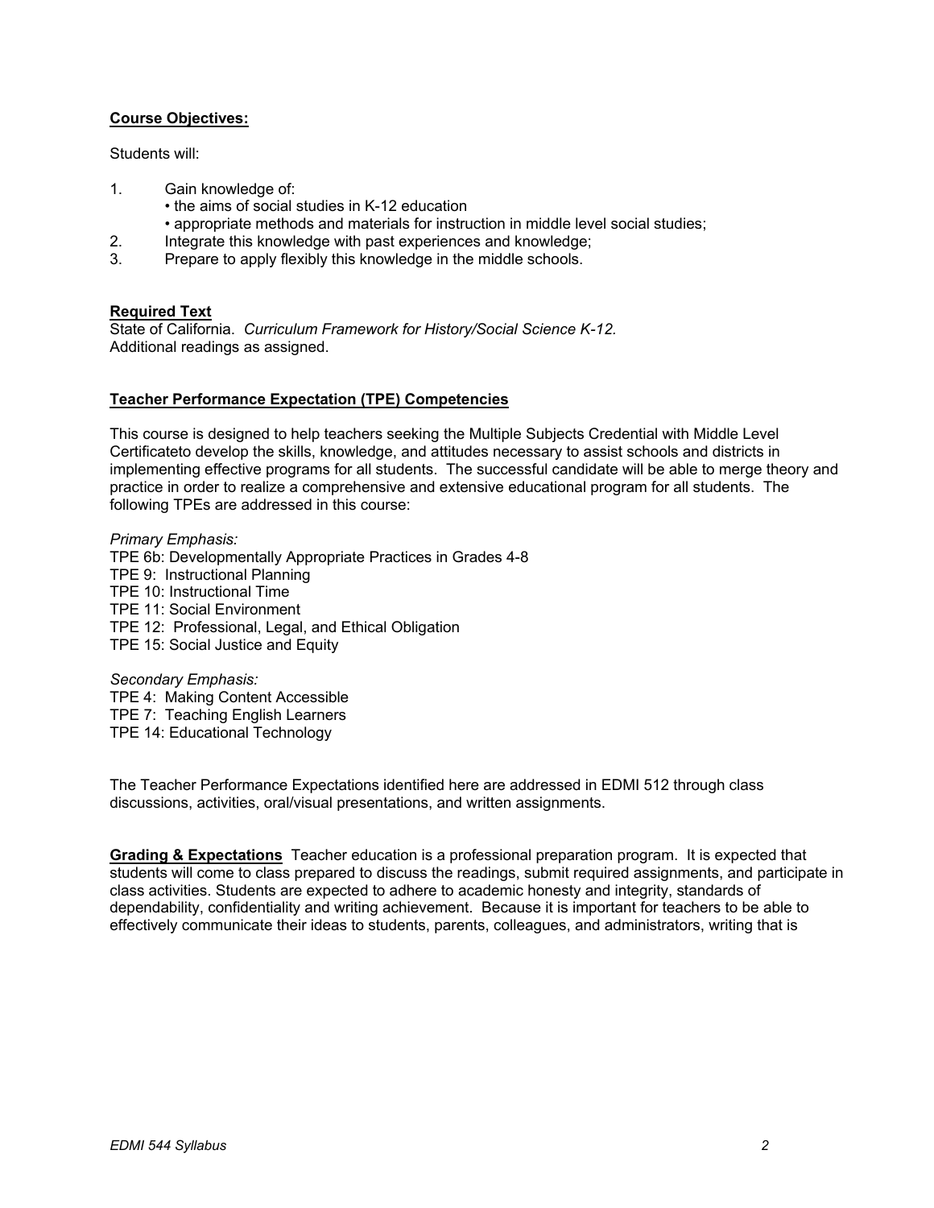**Course Objectives:**

Students will:

1. Gain knowledge of:
   - the aims of social studies in K-12 education
   - appropriate methods and materials for instruction in middle level social studies;
2. Integrate this knowledge with past experiences and knowledge;
3. Prepare to apply flexibly this knowledge in the middle schools.

**Required Text**

State of California. *Curriculum Framework for History/Social Science K-12.*
Additional readings as assigned.

**Teacher Performance Expectation (TPE) Competencies**

This course is designed to help teachers seeking the Multiple Subjects Credential with Middle Level Certificateto develop the skills, knowledge, and attitudes necessary to assist schools and districts in implementing effective programs for all students. The successful candidate will be able to merge theory and practice in order to realize a comprehensive and extensive educational program for all students. The following TPEs are addressed in this course:

*Primary Emphasis:*
TPE 6b: Developmentally Appropriate Practices in Grades 4-8
TPE 9: Instructional Planning
TPE 10: Instructional Time
TPE 11: Social Environment
TPE 12: Professional, Legal, and Ethical Obligation
TPE 15: Social Justice and Equity

*Secondary Emphasis:*
TPE 4: Making Content Accessible
TPE 7: Teaching English Learners
TPE 14: Educational Technology

The Teacher Performance Expectations identified here are addressed in EDMI 512 through class discussions, activities, oral/visual presentations, and written assignments.

**Grading & Expectations** Teacher education is a professional preparation program. It is expected that students will come to class prepared to discuss the readings, submit required assignments, and participate in class activities. Students are expected to adhere to academic honesty and integrity, standards of dependability, confidentiality and writing achievement. Because it is important for teachers to be able to effectively communicate their ideas to students, parents, colleagues, and administrators, writing that is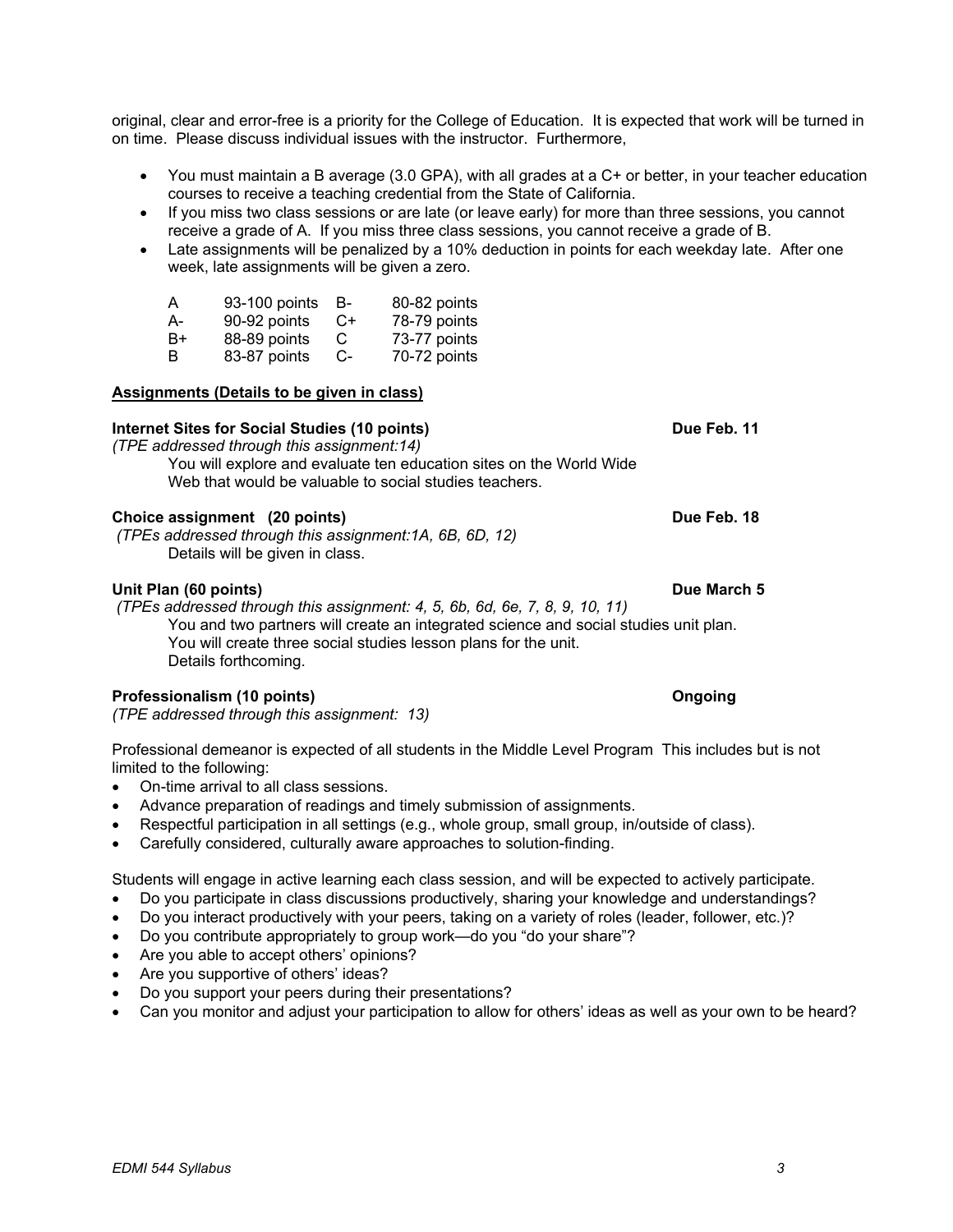original, clear and error-free is a priority for the College of Education. It is expected that work will be turned in on time. Please discuss individual issues with the instructor. Furthermore,

- You must maintain a B average (3.0 GPA), with all grades at a C+ or better, in your teacher education courses to receive a teaching credential from the State of California.
- If you miss two class sessions or are late (or leave early) for more than three sessions, you cannot receive a grade of A. If you miss three class sessions, you cannot receive a grade of B.
- Late assignments will be penalized by a 10% deduction in points for each weekday late. After one week, late assignments will be given a zero.

| | | | |
|---|---|---|---|
| A | 93-100 points | B- | 80-82 points |
| A- | 90-92 points | C+ | 78-79 points |
| B+ | 88-89 points | C | 73-77 points |
| B | 83-87 points | C- | 70-72 points |

**Assignments (Details to be given in class)**

**Internet Sites for Social Studies (10 points)** **Due Feb. 11**
*(TPE addressed through this assignment:14)*
You will explore and evaluate ten education sites on the World Wide Web that would be valuable to social studies teachers.

**Choice assignment (20 points)** **Due Feb. 18**
*(TPEs addressed through this assignment:1A, 6B, 6D, 12)*
Details will be given in class.

**Unit Plan (60 points)** **Due March 5**
*(TPEs addressed through this assignment: 4, 5, 6b, 6d, 6e, 7, 8, 9, 10, 11)*
You and two partners will create an integrated science and social studies unit plan.
You will create three social studies lesson plans for the unit.
Details forthcoming.

**Professionalism (10 points)** **Ongoing**
*(TPE addressed through this assignment: 13)*

Professional demeanor is expected of all students in the Middle Level Program This includes but is not limited to the following:

- On-time arrival to all class sessions.
- Advance preparation of readings and timely submission of assignments.
- Respectful participation in all settings (e.g., whole group, small group, in/outside of class).
- Carefully considered, culturally aware approaches to solution-finding.

Students will engage in active learning each class session, and will be expected to actively participate.

- Do you participate in class discussions productively, sharing your knowledge and understandings?
- Do you interact productively with your peers, taking on a variety of roles (leader, follower, etc.)?
- Do you contribute appropriately to group work—do you "do your share"?
- Are you able to accept others' opinions?
- Are you supportive of others' ideas?
- Do you support your peers during their presentations?
- Can you monitor and adjust your participation to allow for others' ideas as well as your own to be heard?